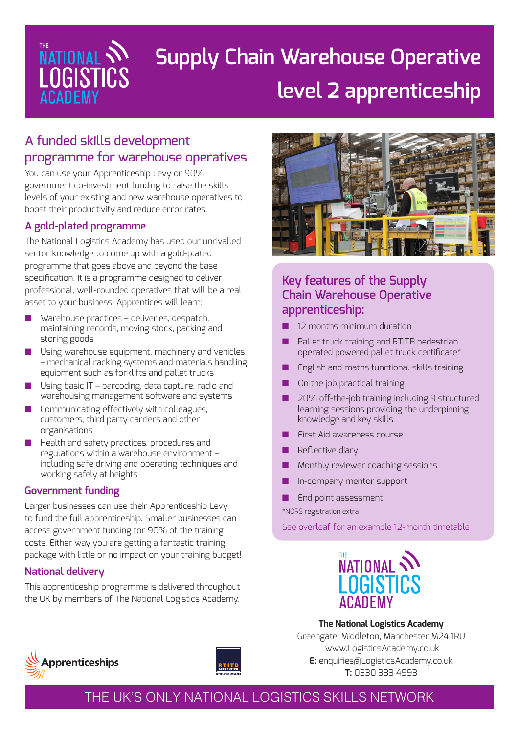# Supply Chain Warehouse Operative level 2 apprenticeship

## A funded skills development programme for warehouse operatives

You can use your Apprenticeship Levy or 90% government co-investment funding to raise the skills levels of your existing and new warehouse operatives to boost their productivity and reduce error rates.

### A gold-plated programme

The National Logistics Academy has used our unrivalled sector knowledge to come up with a gold-plated programme that goes above and beyond the base specification. It is a programme designed to deliver professional, well-rounded operatives that will be a real asset to your business. Apprentices will learn:

- Warehouse practices – deliveries, despatch, maintaining records, moving stock, packing and storing goods
- Using warehouse equipment, machinery and vehicles – mechanical racking systems and materials handling equipment such as forklifts and pallet trucks
- Using basic IT – barcoding, data capture, radio and warehousing management software and systems
- Communicating effectively with colleagues, customers, third party carriers and other organisations
- Health and safety practices, procedures and regulations within a warehouse environment – including safe driving and operating techniques and working safely at heights

### Government funding

Larger businesses can use their Apprenticeship Levy to fund the full apprenticeship. Smaller businesses can access government funding for 90% of the training costs. Either way you are getting a fantastic training package with little or no impact on your training budget!

### National delivery

This apprenticeship programme is delivered throughout the UK by members of The National Logistics Academy.

## Key features of the Supply Chain Warehouse Operative apprenticeship:

- 12 months minimum duration
- Pallet truck training and RTITB pedestrian operated powered pallet truck certificate*
- English and maths functional skills training
- On the job practical training
- 20% off-the-job training including 9 structured learning sessions providing the underpinning knowledge and key skills
- First Aid awareness course
- Reflective diary
- Monthly reviewer coaching sessions
- In-company mentor support
- End point assessment

*NORS registration extra

See overleaf for an example 12-month timetable

**The National Logistics Academy**
Greengate, Middleton, Manchester M24 1RU
www.LogisticsAcademy.co.uk
**E:** enquiries@LogisticsAcademy.co.uk
**T:** 0330 333 4993

THE UK'S ONLY NATIONAL LOGISTICS SKILLS NETWORK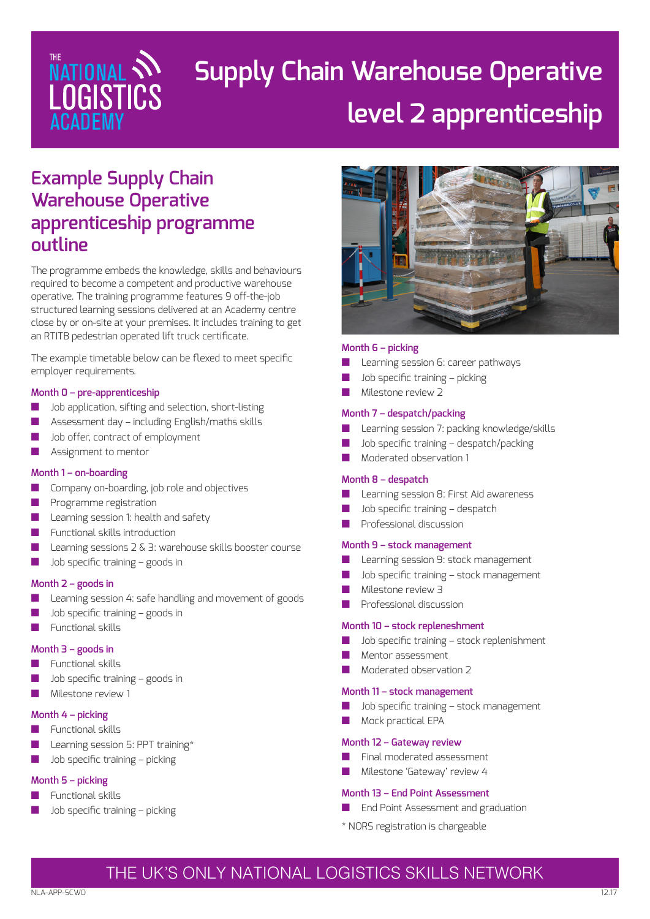# Supply Chain Warehouse Operative level 2 apprenticeship

## Example Supply Chain Warehouse Operative apprenticeship programme outline

The programme embeds the knowledge, skills and behaviours required to become a competent and productive warehouse operative. The training programme features 9 off-the-job structured learning sessions delivered at an Academy centre close by or on-site at your premises. It includes training to get an RTITB pedestrian operated lift truck certificate.

The example timetable below can be flexed to meet specific employer requirements.

### Month 0 – pre-apprenticeship

- Job application, sifting and selection, short-listing
- Assessment day – including English/maths skills
- Job offer, contract of employment
- Assignment to mentor

### Month 1 – on-boarding

- Company on-boarding, job role and objectives
- Programme registration
- Learning session 1: health and safety
- Functional skills introduction
- Learning sessions 2 & 3: warehouse skills booster course
- Job specific training – goods in

### Month 2 – goods in

- Learning session 4: safe handling and movement of goods
- Job specific training – goods in
- Functional skills

### Month 3 – goods in

- Functional skills
- Job specific training – goods in
- Milestone review 1

### Month 4 – picking

- Functional skills
- Learning session 5: PPT training*
- Job specific training – picking

### Month 5 – picking

- Functional skills
- Job specific training – picking

### Month 6 – picking

- Learning session 6: career pathways
- Job specific training – picking
- Milestone review 2

### Month 7 – despatch/packing

- Learning session 7: packing knowledge/skills
- Job specific training – despatch/packing
- Moderated observation 1

### Month 8 – despatch

- Learning session 8: First Aid awareness
- Job specific training – despatch
- Professional discussion

### Month 9 – stock management

- Learning session 9: stock management
- Job specific training – stock management
- Milestone review 3
- Professional discussion

### Month 10 – stock repleneshment

- Job specific training – stock replenishment
- Mentor assessment
- Moderated observation 2

### Month 11 – stock management

- Job specific training – stock management
- Mock practical EPA

### Month 12 – Gateway review

- Final moderated assessment
- Milestone 'Gateway' review 4

### Month 13 – End Point Assessment

- End Point Assessment and graduation

\* NORS registration is chargeable

THE UK'S ONLY NATIONAL LOGISTICS SKILLS NETWORK